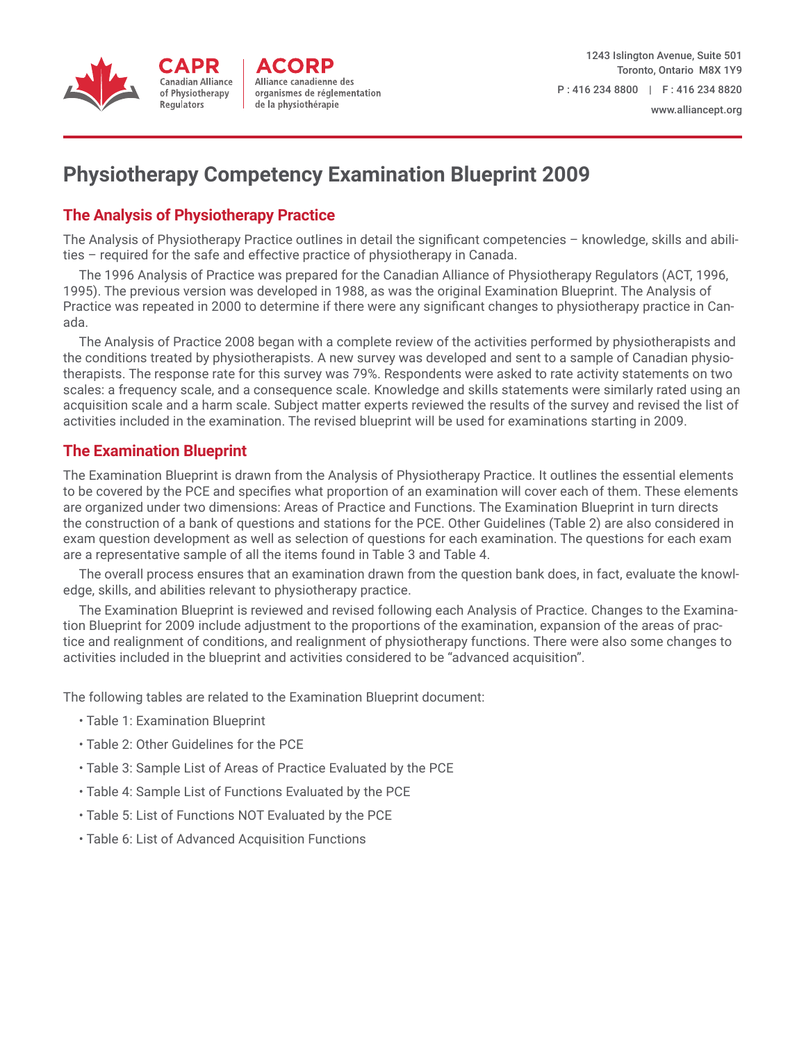CAPR
Canadian Alliance of Physiotherapy Regulators

ACORP
Alliance canadienne des organismes de réglementation de la physiothérapie

1243 Islington Avenue, Suite 501
Toronto, Ontario M8X 1Y9
P : 416 234 8800 | F : 416 234 8820
www.alliancept.org

# Physiotherapy Competency Examination Blueprint 2009

## The Analysis of Physiotherapy Practice

The Analysis of Physiotherapy Practice outlines in detail the significant competencies – knowledge, skills and abilities – required for the safe and effective practice of physiotherapy in Canada.

The 1996 Analysis of Practice was prepared for the Canadian Alliance of Physiotherapy Regulators (ACT, 1996, 1995). The previous version was developed in 1988, as was the original Examination Blueprint. The Analysis of Practice was repeated in 2000 to determine if there were any significant changes to physiotherapy practice in Canada.

The Analysis of Practice 2008 began with a complete review of the activities performed by physiotherapists and the conditions treated by physiotherapists. A new survey was developed and sent to a sample of Canadian physiotherapists. The response rate for this survey was 79%. Respondents were asked to rate activity statements on two scales: a frequency scale, and a consequence scale. Knowledge and skills statements were similarly rated using an acquisition scale and a harm scale. Subject matter experts reviewed the results of the survey and revised the list of activities included in the examination. The revised blueprint will be used for examinations starting in 2009.

## The Examination Blueprint

The Examination Blueprint is drawn from the Analysis of Physiotherapy Practice. It outlines the essential elements to be covered by the PCE and specifies what proportion of an examination will cover each of them. These elements are organized under two dimensions: Areas of Practice and Functions. The Examination Blueprint in turn directs the construction of a bank of questions and stations for the PCE. Other Guidelines (Table 2) are also considered in exam question development as well as selection of questions for each examination. The questions for each exam are a representative sample of all the items found in Table 3 and Table 4.

The overall process ensures that an examination drawn from the question bank does, in fact, evaluate the knowledge, skills, and abilities relevant to physiotherapy practice.

The Examination Blueprint is reviewed and revised following each Analysis of Practice. Changes to the Examination Blueprint for 2009 include adjustment to the proportions of the examination, expansion of the areas of practice and realignment of conditions, and realignment of physiotherapy functions. There were also some changes to activities included in the blueprint and activities considered to be “advanced acquisition”.

The following tables are related to the Examination Blueprint document:

- Table 1: Examination Blueprint
- Table 2: Other Guidelines for the PCE
- Table 3: Sample List of Areas of Practice Evaluated by the PCE
- Table 4: Sample List of Functions Evaluated by the PCE
- Table 5: List of Functions NOT Evaluated by the PCE
- Table 6: List of Advanced Acquisition Functions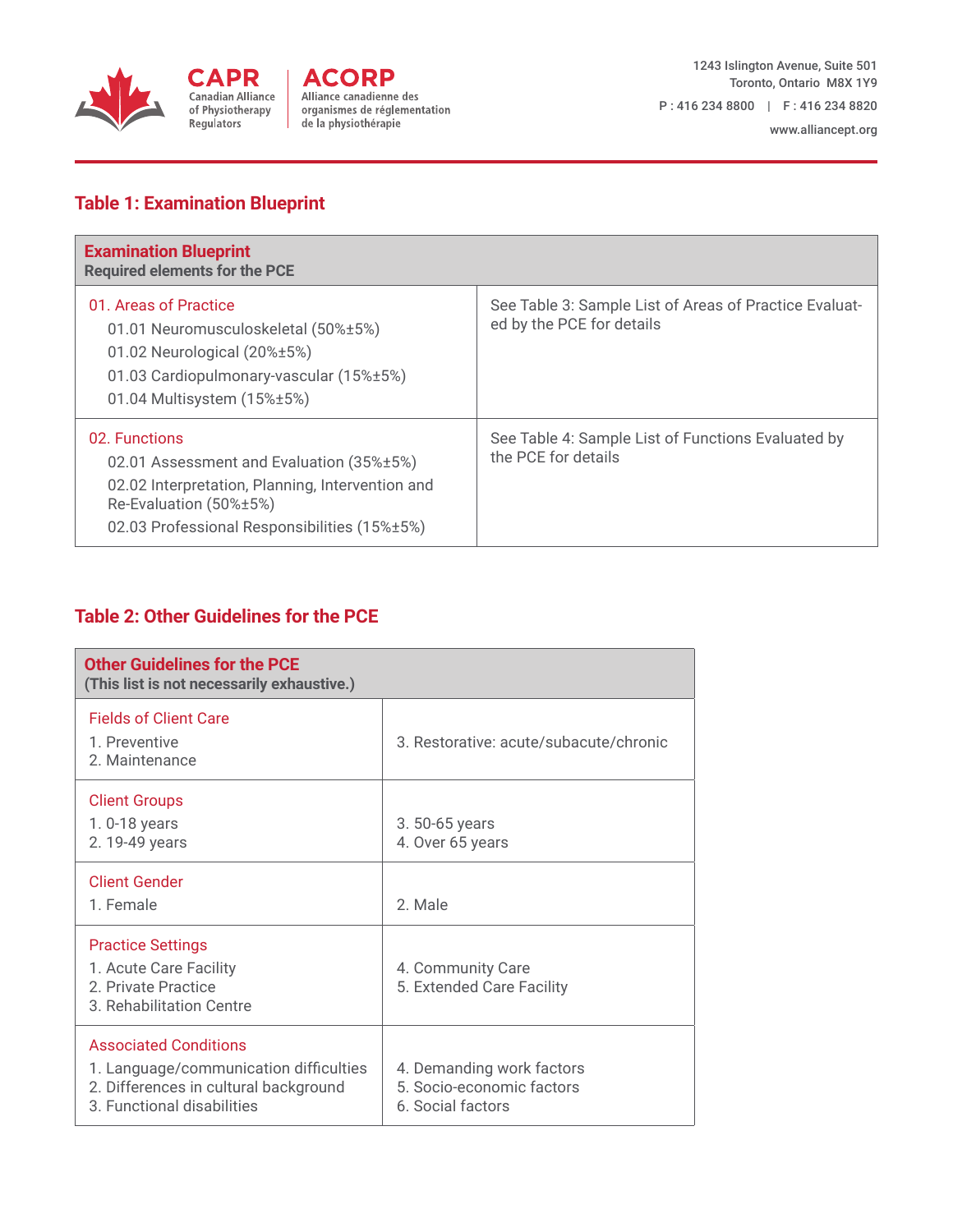## Table 1: Examination Blueprint

| Examination Blueprint<br>Required elements for the PCE | |
|---|---|
| 01. Areas of Practice<br>01.01 Neuromusculoskeletal (50%±5%)<br>01.02 Neurological (20%±5%)<br>01.03 Cardiopulmonary-vascular (15%±5%)<br>01.04 Multisystem (15%±5%) | See Table 3: Sample List of Areas of Practice Evaluated by the PCE for details |
| 02. Functions<br>02.01 Assessment and Evaluation (35%±5%)<br>02.02 Interpretation, Planning, Intervention and Re-Evaluation (50%±5%)<br>02.03 Professional Responsibilities (15%±5%) | See Table 4: Sample List of Functions Evaluated by the PCE for details |

## Table 2: Other Guidelines for the PCE

| Other Guidelines for the PCE<br>(This list is not necessarily exhaustive.) | |
|---|---|
| Fields of Client Care<br>1. Preventive<br>2. Maintenance | 3. Restorative: acute/subacute/chronic |
| Client Groups<br>1. 0-18 years<br>2. 19-49 years | 3. 50-65 years<br>4. Over 65 years |
| Client Gender<br>1. Female | 2. Male |
| Practice Settings<br>1. Acute Care Facility<br>2. Private Practice<br>3. Rehabilitation Centre | 4. Community Care<br>5. Extended Care Facility |
| Associated Conditions<br>1. Language/communication difficulties<br>2. Differences in cultural background<br>3. Functional disabilities | 4. Demanding work factors<br>5. Socio-economic factors<br>6. Social factors |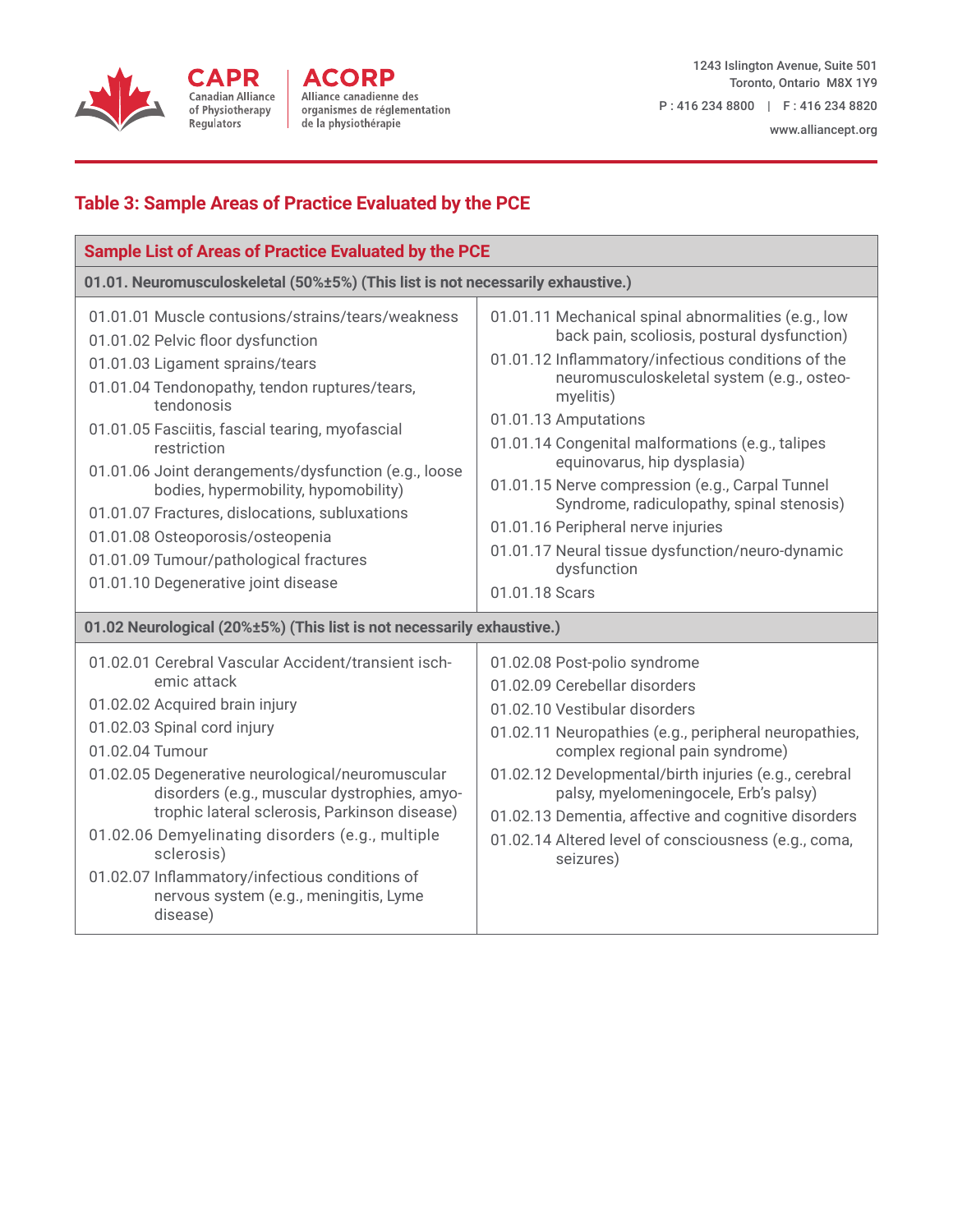## Table 3: Sample Areas of Practice Evaluated by the PCE

| Sample List of Areas of Practice Evaluated by the PCE | |
|---|---|
| **01.01. Neuromusculoskeletal (50%±5%) (This list is not necessarily exhaustive.)** | |
| 01.01.01 Muscle contusions/strains/tears/weakness | 01.01.11 Mechanical spinal abnormalities (e.g., low back pain, scoliosis, postural dysfunction) |
| 01.01.02 Pelvic floor dysfunction | 01.01.12 Inflammatory/infectious conditions of the neuromusculoskeletal system (e.g., osteomyelitis) |
| 01.01.03 Ligament sprains/tears | 01.01.13 Amputations |
| 01.01.04 Tendonopathy, tendon ruptures/tears, tendonosis | 01.01.14 Congenital malformations (e.g., talipes equinovarus, hip dysplasia) |
| 01.01.05 Fasciitis, fascial tearing, myofascial restriction | 01.01.15 Nerve compression (e.g., Carpal Tunnel Syndrome, radiculopathy, spinal stenosis) |
| 01.01.06 Joint derangements/dysfunction (e.g., loose bodies, hypermobility, hypomobility) | 01.01.16 Peripheral nerve injuries |
| 01.01.07 Fractures, dislocations, subluxations | 01.01.17 Neural tissue dysfunction/neuro-dynamic dysfunction |
| 01.01.08 Osteoporosis/osteopenia | 01.01.18 Scars |
| 01.01.09 Tumour/pathological fractures | |
| 01.01.10 Degenerative joint disease | |
| **01.02 Neurological (20%±5%) (This list is not necessarily exhaustive.)** | |
| 01.02.01 Cerebral Vascular Accident/transient ischemic attack | 01.02.08 Post-polio syndrome |
| 01.02.02 Acquired brain injury | 01.02.09 Cerebellar disorders |
| 01.02.03 Spinal cord injury | 01.02.10 Vestibular disorders |
| 01.02.04 Tumour | 01.02.11 Neuropathies (e.g., peripheral neuropathies, complex regional pain syndrome) |
| 01.02.05 Degenerative neurological/neuromuscular disorders (e.g., muscular dystrophies, amyotrophic lateral sclerosis, Parkinson disease) | 01.02.12 Developmental/birth injuries (e.g., cerebral palsy, myelomeningocele, Erb's palsy) |
| 01.02.06 Demyelinating disorders (e.g., multiple sclerosis) | 01.02.13 Dementia, affective and cognitive disorders |
| 01.02.07 Inflammatory/infectious conditions of nervous system (e.g., meningitis, Lyme disease) | 01.02.14 Altered level of consciousness (e.g., coma, seizures) |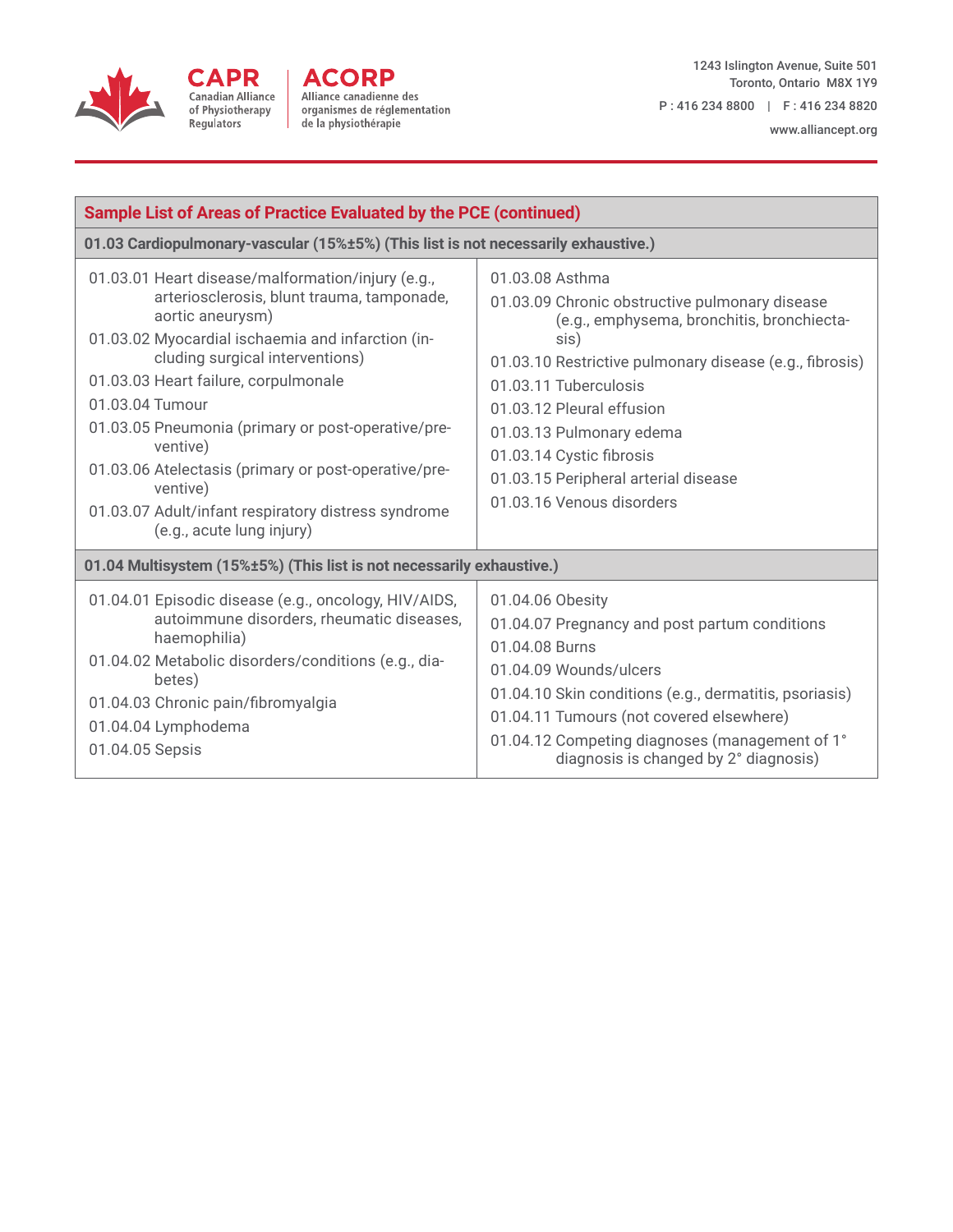## Sample List of Areas of Practice Evaluated by the PCE (continued)

### 01.03 Cardiopulmonary-vascular (15%±5%) (This list is not necessarily exhaustive.)

- 01.03.01 Heart disease/malformation/injury (e.g., arteriosclerosis, blunt trauma, tamponade, aortic aneurysm)
- 01.03.02 Myocardial ischaemia and infarction (including surgical interventions)
- 01.03.03 Heart failure, corpulmonale
- 01.03.04 Tumour
- 01.03.05 Pneumonia (primary or post-operative/preventive)
- 01.03.06 Atelectasis (primary or post-operative/preventive)
- 01.03.07 Adult/infant respiratory distress syndrome (e.g., acute lung injury)
- 01.03.08 Asthma
- 01.03.09 Chronic obstructive pulmonary disease (e.g., emphysema, bronchitis, bronchiectasis)
- 01.03.10 Restrictive pulmonary disease (e.g., fibrosis)
- 01.03.11 Tuberculosis
- 01.03.12 Pleural effusion
- 01.03.13 Pulmonary edema
- 01.03.14 Cystic fibrosis
- 01.03.15 Peripheral arterial disease
- 01.03.16 Venous disorders

### 01.04 Multisystem (15%±5%) (This list is not necessarily exhaustive.)

- 01.04.01 Episodic disease (e.g., oncology, HIV/AIDS, autoimmune disorders, rheumatic diseases, haemophilia)
- 01.04.02 Metabolic disorders/conditions (e.g., diabetes)
- 01.04.03 Chronic pain/fibromyalgia
- 01.04.04 Lymphodema
- 01.04.05 Sepsis
- 01.04.06 Obesity
- 01.04.07 Pregnancy and post partum conditions
- 01.04.08 Burns
- 01.04.09 Wounds/ulcers
- 01.04.10 Skin conditions (e.g., dermatitis, psoriasis)
- 01.04.11 Tumours (not covered elsewhere)
- 01.04.12 Competing diagnoses (management of 1° diagnosis is changed by 2° diagnosis)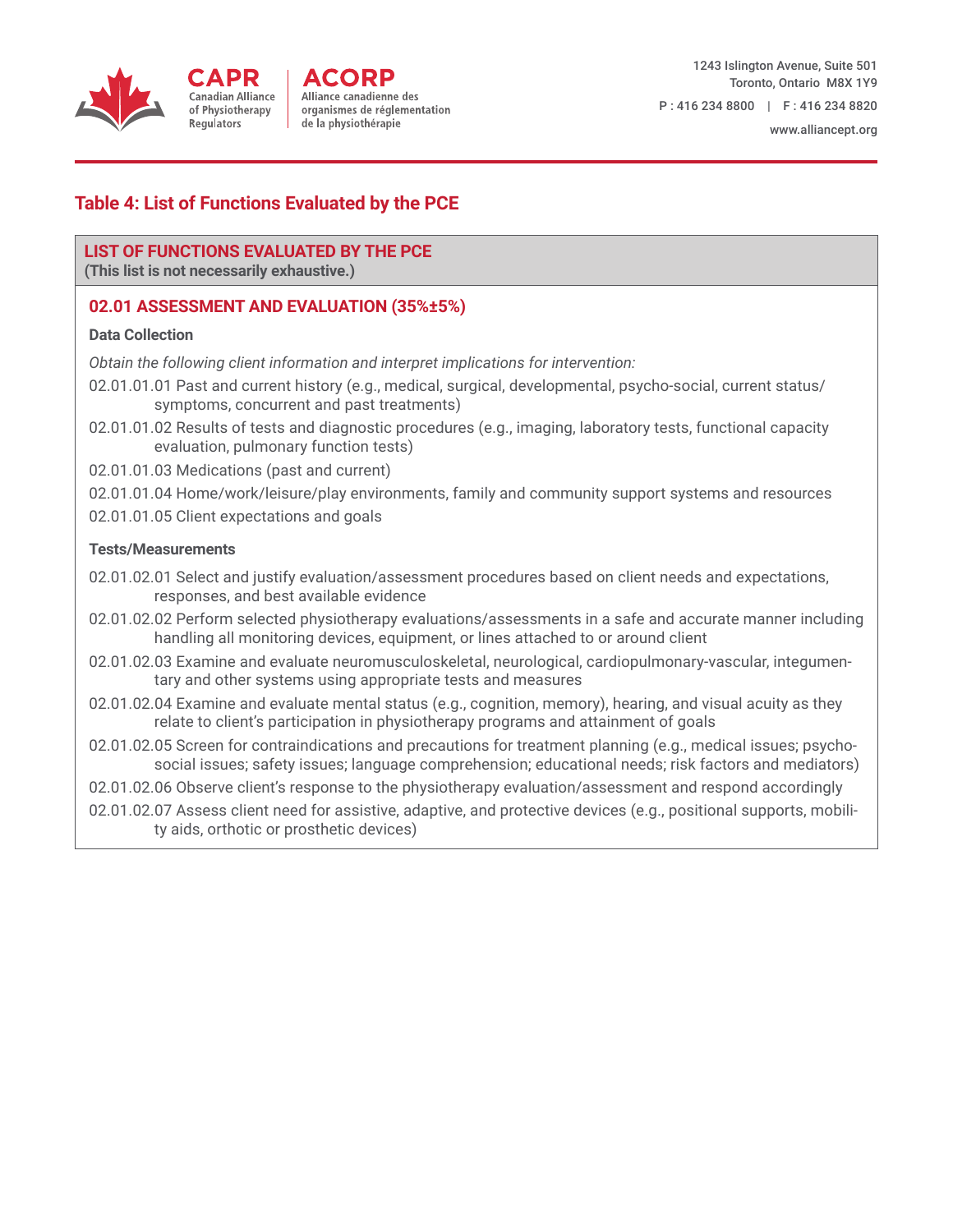## Table 4: List of Functions Evaluated by the PCE

**LIST OF FUNCTIONS EVALUATED BY THE PCE**
**(This list is not necessarily exhaustive.)**

### 02.01 ASSESSMENT AND EVALUATION (35%±5%)

**Data Collection**

*Obtain the following client information and interpret implications for intervention:*

02.01.01.01 Past and current history (e.g., medical, surgical, developmental, psycho-social, current status/symptoms, concurrent and past treatments)

02.01.01.02 Results of tests and diagnostic procedures (e.g., imaging, laboratory tests, functional capacity evaluation, pulmonary function tests)

02.01.01.03 Medications (past and current)

02.01.01.04 Home/work/leisure/play environments, family and community support systems and resources

02.01.01.05 Client expectations and goals

**Tests/Measurements**

02.01.02.01 Select and justify evaluation/assessment procedures based on client needs and expectations, responses, and best available evidence

02.01.02.02 Perform selected physiotherapy evaluations/assessments in a safe and accurate manner including handling all monitoring devices, equipment, or lines attached to or around client

02.01.02.03 Examine and evaluate neuromusculoskeletal, neurological, cardiopulmonary-vascular, integumentary and other systems using appropriate tests and measures

02.01.02.04 Examine and evaluate mental status (e.g., cognition, memory), hearing, and visual acuity as they relate to client's participation in physiotherapy programs and attainment of goals

02.01.02.05 Screen for contraindications and precautions for treatment planning (e.g., medical issues; psycho-social issues; safety issues; language comprehension; educational needs; risk factors and mediators)

02.01.02.06 Observe client's response to the physiotherapy evaluation/assessment and respond accordingly

02.01.02.07 Assess client need for assistive, adaptive, and protective devices (e.g., positional supports, mobility aids, orthotic or prosthetic devices)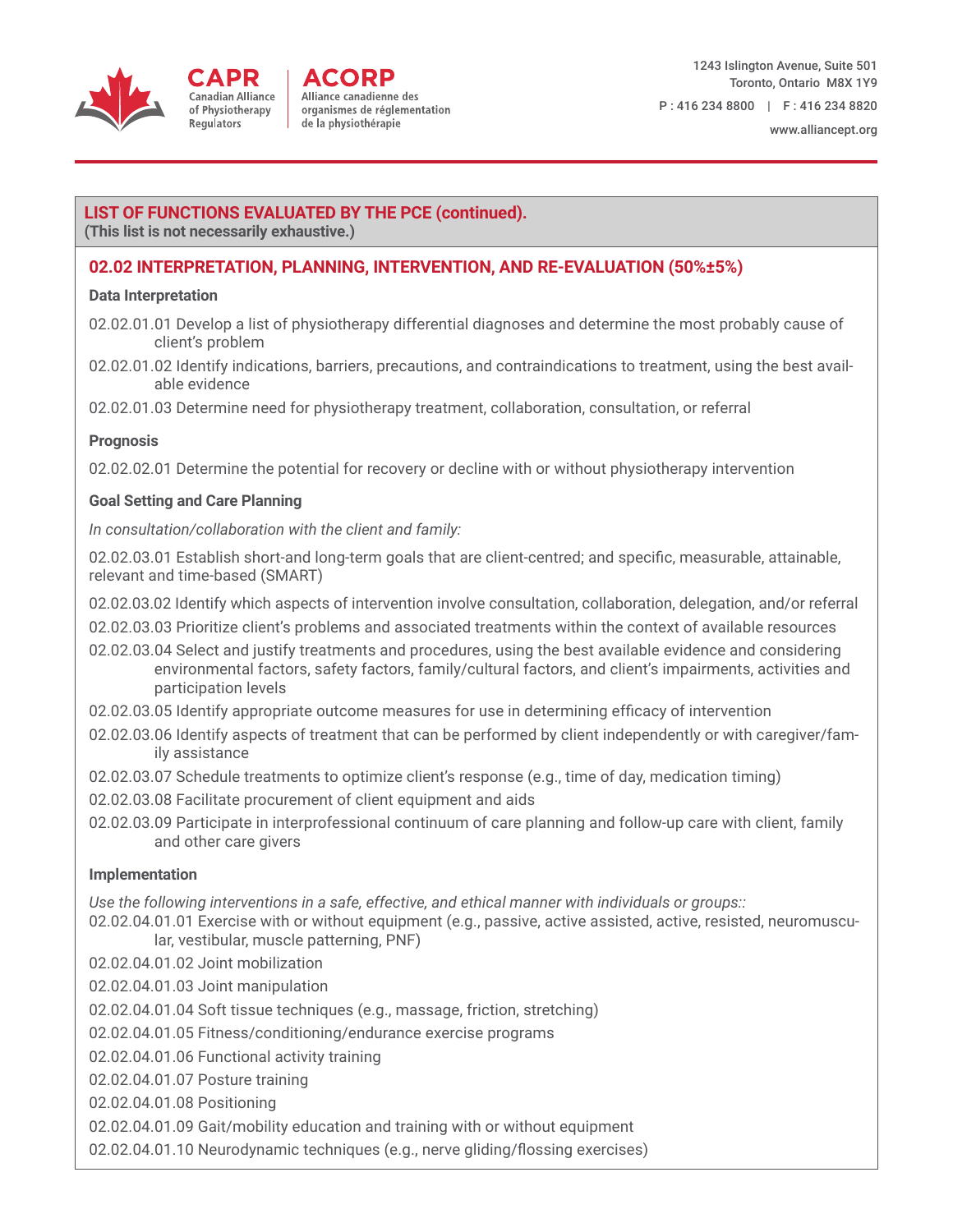**LIST OF FUNCTIONS EVALUATED BY THE PCE (continued).**
**(This list is not necessarily exhaustive.)**

## 02.02 INTERPRETATION, PLANNING, INTERVENTION, AND RE-EVALUATION (50%±5%)

**Data Interpretation**

02.02.01.01 Develop a list of physiotherapy differential diagnoses and determine the most probably cause of client's problem

02.02.01.02 Identify indications, barriers, precautions, and contraindications to treatment, using the best available evidence

02.02.01.03 Determine need for physiotherapy treatment, collaboration, consultation, or referral

**Prognosis**

02.02.02.01 Determine the potential for recovery or decline with or without physiotherapy intervention

**Goal Setting and Care Planning**

*In consultation/collaboration with the client and family:*

02.02.03.01 Establish short-and long-term goals that are client-centred; and specific, measurable, attainable, relevant and time-based (SMART)

02.02.03.02 Identify which aspects of intervention involve consultation, collaboration, delegation, and/or referral

02.02.03.03 Prioritize client's problems and associated treatments within the context of available resources

02.02.03.04 Select and justify treatments and procedures, using the best available evidence and considering environmental factors, safety factors, family/cultural factors, and client's impairments, activities and participation levels

02.02.03.05 Identify appropriate outcome measures for use in determining efficacy of intervention

02.02.03.06 Identify aspects of treatment that can be performed by client independently or with caregiver/family assistance

02.02.03.07 Schedule treatments to optimize client's response (e.g., time of day, medication timing)

02.02.03.08 Facilitate procurement of client equipment and aids

02.02.03.09 Participate in interprofessional continuum of care planning and follow-up care with client, family and other care givers

**Implementation**

*Use the following interventions in a safe, effective, and ethical manner with individuals or groups::*

02.02.04.01.01 Exercise with or without equipment (e.g., passive, active assisted, active, resisted, neuromuscular, vestibular, muscle patterning, PNF)

02.02.04.01.02 Joint mobilization

02.02.04.01.03 Joint manipulation

02.02.04.01.04 Soft tissue techniques (e.g., massage, friction, stretching)

02.02.04.01.05 Fitness/conditioning/endurance exercise programs

02.02.04.01.06 Functional activity training

02.02.04.01.07 Posture training

02.02.04.01.08 Positioning

02.02.04.01.09 Gait/mobility education and training with or without equipment

02.02.04.01.10 Neurodynamic techniques (e.g., nerve gliding/flossing exercises)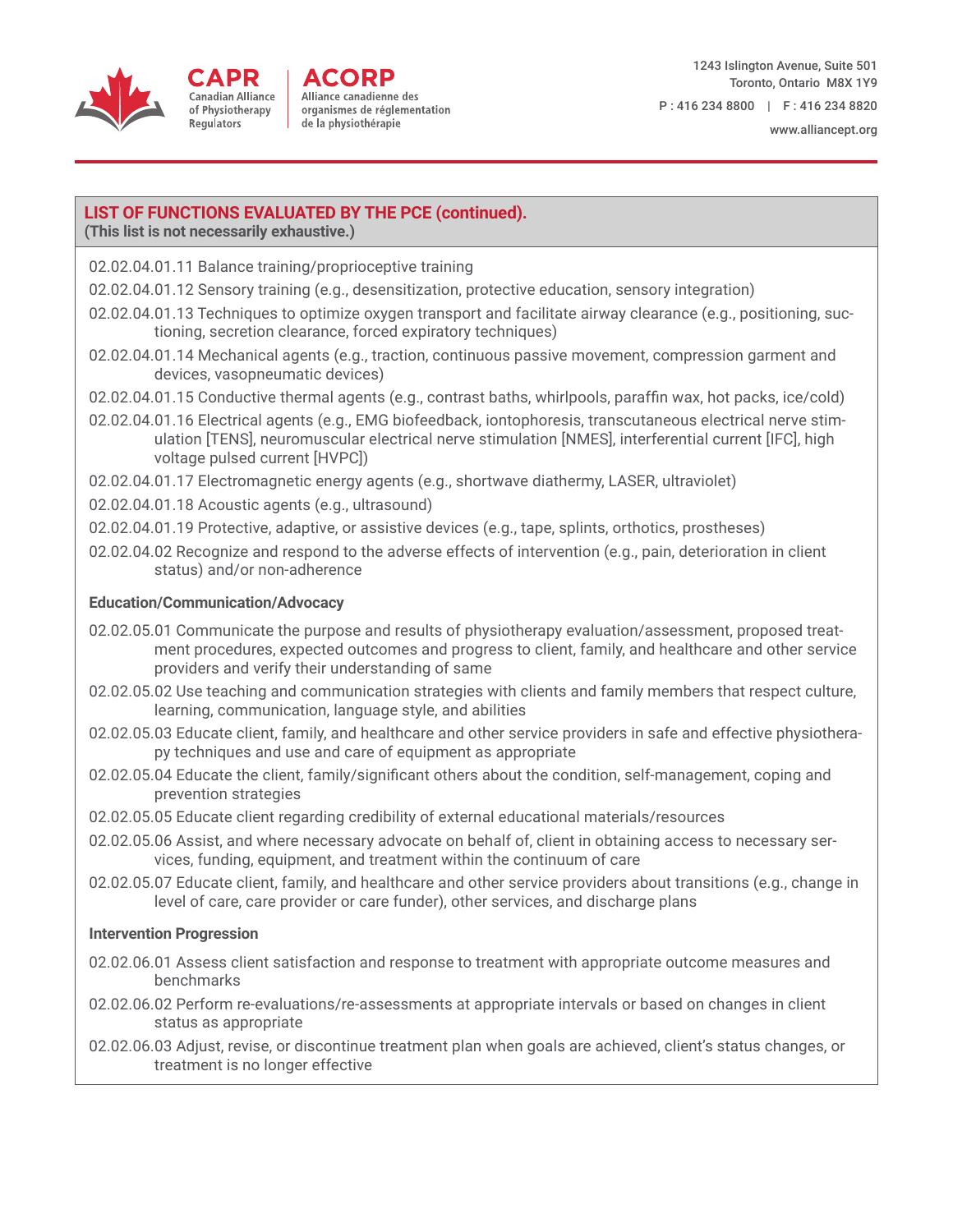**LIST OF FUNCTIONS EVALUATED BY THE PCE (continued).**
**(This list is not necessarily exhaustive.)**

02.02.04.01.11 Balance training/proprioceptive training

02.02.04.01.12 Sensory training (e.g., desensitization, protective education, sensory integration)

02.02.04.01.13 Techniques to optimize oxygen transport and facilitate airway clearance (e.g., positioning, suctioning, secretion clearance, forced expiratory techniques)

02.02.04.01.14 Mechanical agents (e.g., traction, continuous passive movement, compression garment and devices, vasopneumatic devices)

02.02.04.01.15 Conductive thermal agents (e.g., contrast baths, whirlpools, paraffin wax, hot packs, ice/cold)

02.02.04.01.16 Electrical agents (e.g., EMG biofeedback, iontophoresis, transcutaneous electrical nerve stimulation [TENS], neuromuscular electrical nerve stimulation [NMES], interferential current [IFC], high voltage pulsed current [HVPC])

02.02.04.01.17 Electromagnetic energy agents (e.g., shortwave diathermy, LASER, ultraviolet)

02.02.04.01.18 Acoustic agents (e.g., ultrasound)

02.02.04.01.19 Protective, adaptive, or assistive devices (e.g., tape, splints, orthotics, prostheses)

02.02.04.02 Recognize and respond to the adverse effects of intervention (e.g., pain, deterioration in client status) and/or non-adherence

**Education/Communication/Advocacy**

02.02.05.01 Communicate the purpose and results of physiotherapy evaluation/assessment, proposed treatment procedures, expected outcomes and progress to client, family, and healthcare and other service providers and verify their understanding of same

02.02.05.02 Use teaching and communication strategies with clients and family members that respect culture, learning, communication, language style, and abilities

02.02.05.03 Educate client, family, and healthcare and other service providers in safe and effective physiotherapy techniques and use and care of equipment as appropriate

02.02.05.04 Educate the client, family/significant others about the condition, self-management, coping and prevention strategies

02.02.05.05 Educate client regarding credibility of external educational materials/resources

02.02.05.06 Assist, and where necessary advocate on behalf of, client in obtaining access to necessary services, funding, equipment, and treatment within the continuum of care

02.02.05.07 Educate client, family, and healthcare and other service providers about transitions (e.g., change in level of care, care provider or care funder), other services, and discharge plans

**Intervention Progression**

02.02.06.01 Assess client satisfaction and response to treatment with appropriate outcome measures and benchmarks

02.02.06.02 Perform re-evaluations/re-assessments at appropriate intervals or based on changes in client status as appropriate

02.02.06.03 Adjust, revise, or discontinue treatment plan when goals are achieved, client's status changes, or treatment is no longer effective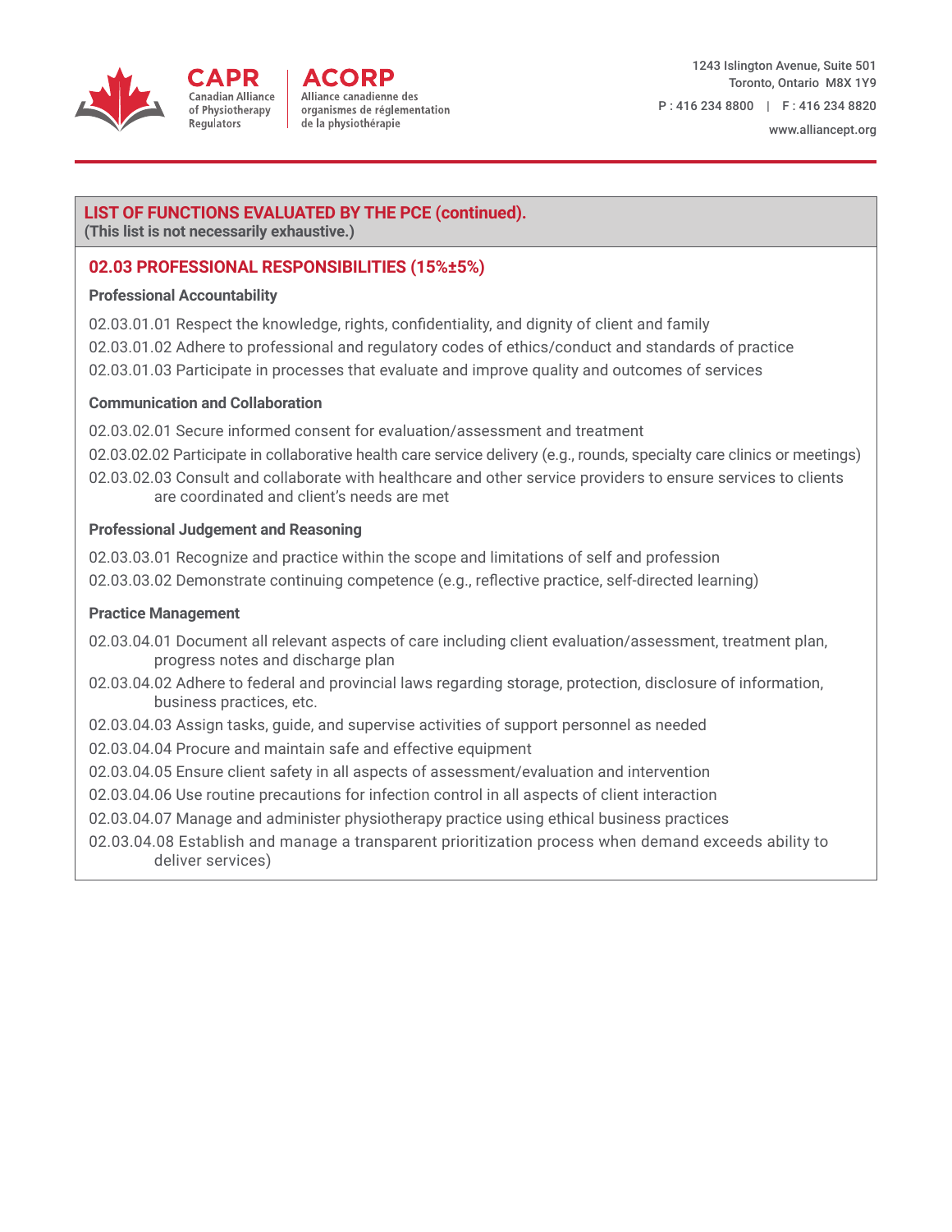## LIST OF FUNCTIONS EVALUATED BY THE PCE (continued).

**(This list is not necessarily exhaustive.)**

### 02.03 PROFESSIONAL RESPONSIBILITIES (15%±5%)

**Professional Accountability**

02.03.01.01 Respect the knowledge, rights, confidentiality, and dignity of client and family

02.03.01.02 Adhere to professional and regulatory codes of ethics/conduct and standards of practice

02.03.01.03 Participate in processes that evaluate and improve quality and outcomes of services

**Communication and Collaboration**

02.03.02.01 Secure informed consent for evaluation/assessment and treatment

02.03.02.02 Participate in collaborative health care service delivery (e.g., rounds, specialty care clinics or meetings)

02.03.02.03 Consult and collaborate with healthcare and other service providers to ensure services to clients are coordinated and client's needs are met

**Professional Judgement and Reasoning**

02.03.03.01 Recognize and practice within the scope and limitations of self and profession

02.03.03.02 Demonstrate continuing competence (e.g., reflective practice, self-directed learning)

**Practice Management**

02.03.04.01 Document all relevant aspects of care including client evaluation/assessment, treatment plan, progress notes and discharge plan

02.03.04.02 Adhere to federal and provincial laws regarding storage, protection, disclosure of information, business practices, etc.

02.03.04.03 Assign tasks, guide, and supervise activities of support personnel as needed

02.03.04.04 Procure and maintain safe and effective equipment

02.03.04.05 Ensure client safety in all aspects of assessment/evaluation and intervention

02.03.04.06 Use routine precautions for infection control in all aspects of client interaction

02.03.04.07 Manage and administer physiotherapy practice using ethical business practices

02.03.04.08 Establish and manage a transparent prioritization process when demand exceeds ability to deliver services)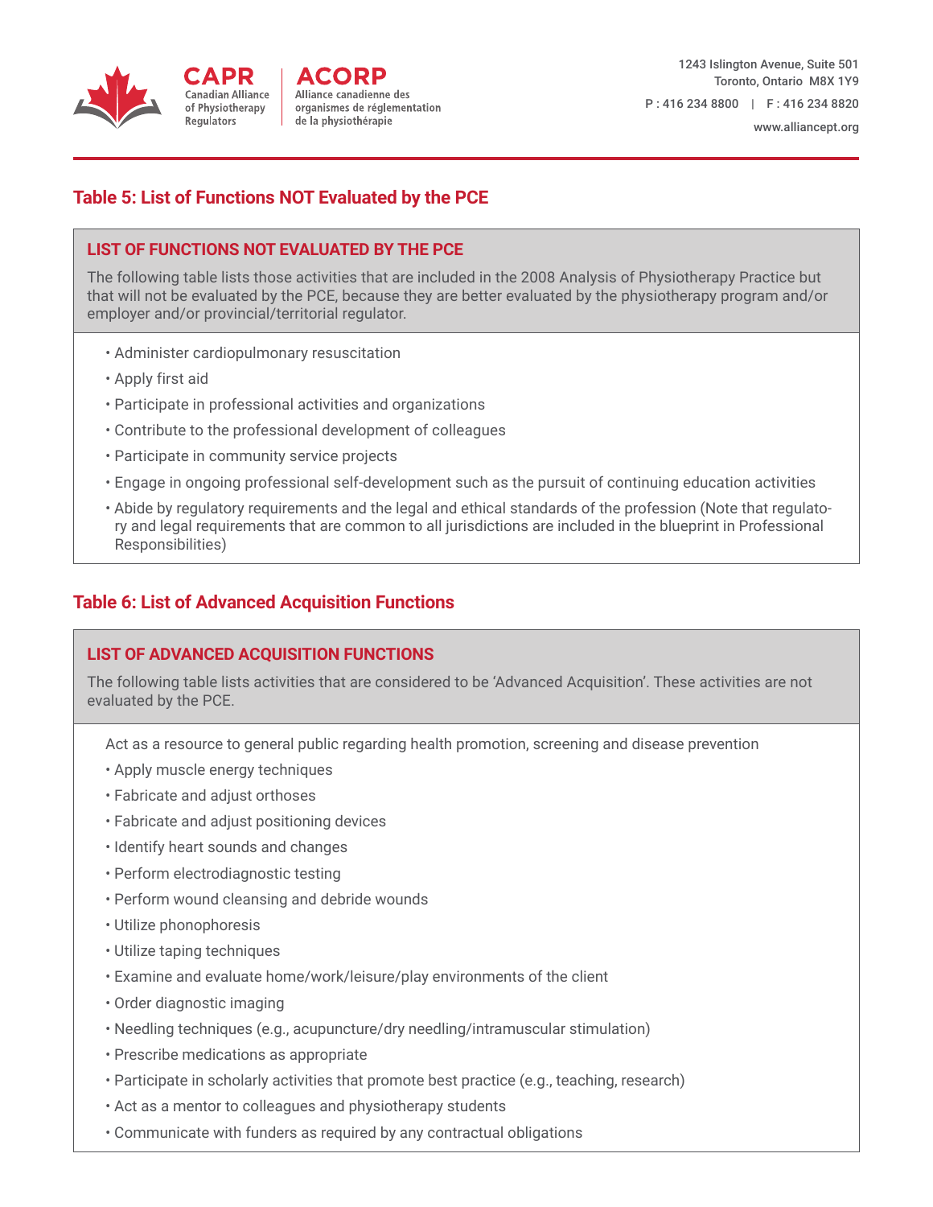## Table 5: List of Functions NOT Evaluated by the PCE

**LIST OF FUNCTIONS NOT EVALUATED BY THE PCE**

The following table lists those activities that are included in the 2008 Analysis of Physiotherapy Practice but that will not be evaluated by the PCE, because they are better evaluated by the physiotherapy program and/or employer and/or provincial/territorial regulator.

- Administer cardiopulmonary resuscitation
- Apply first aid
- Participate in professional activities and organizations
- Contribute to the professional development of colleagues
- Participate in community service projects
- Engage in ongoing professional self-development such as the pursuit of continuing education activities
- Abide by regulatory requirements and the legal and ethical standards of the profession (Note that regulatory and legal requirements that are common to all jurisdictions are included in the blueprint in Professional Responsibilities)

## Table 6: List of Advanced Acquisition Functions

**LIST OF ADVANCED ACQUISITION FUNCTIONS**

The following table lists activities that are considered to be 'Advanced Acquisition'. These activities are not evaluated by the PCE.

Act as a resource to general public regarding health promotion, screening and disease prevention

- Apply muscle energy techniques
- Fabricate and adjust orthoses
- Fabricate and adjust positioning devices
- Identify heart sounds and changes
- Perform electrodiagnostic testing
- Perform wound cleansing and debride wounds
- Utilize phonophoresis
- Utilize taping techniques
- Examine and evaluate home/work/leisure/play environments of the client
- Order diagnostic imaging
- Needling techniques (e.g., acupuncture/dry needling/intramuscular stimulation)
- Prescribe medications as appropriate
- Participate in scholarly activities that promote best practice (e.g., teaching, research)
- Act as a mentor to colleagues and physiotherapy students
- Communicate with funders as required by any contractual obligations